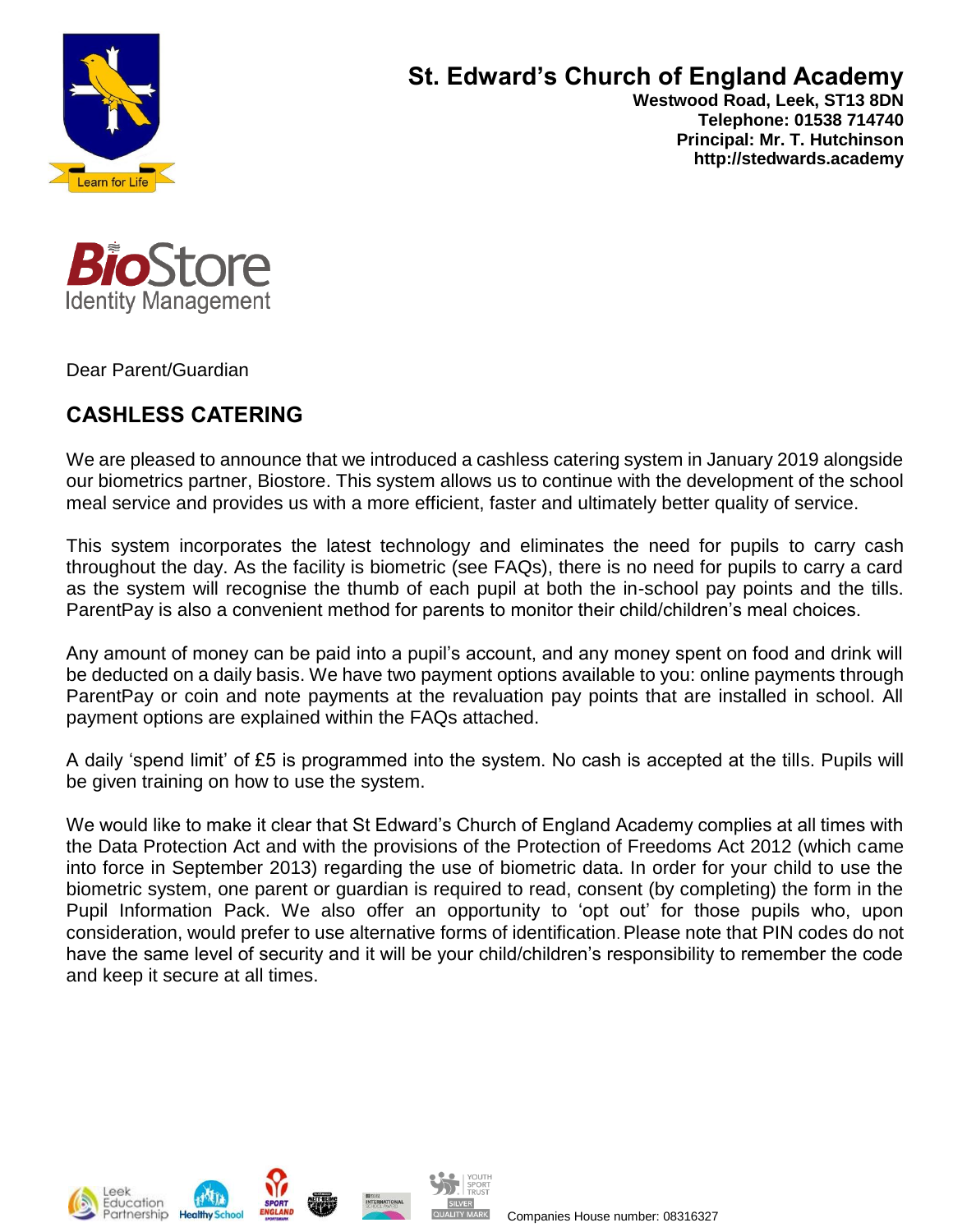# St. Edward's Church of England Academy

**Westwood Road, Leek, ST13 8DN**
**Telephone: 01538 714740**
**Principal: Mr. T. Hutchinson**
**http://stedwards.academy**

Dear Parent/Guardian

## CASHLESS CATERING

We are pleased to announce that we introduced a cashless catering system in January 2019 alongside our biometrics partner, Biostore. This system allows us to continue with the development of the school meal service and provides us with a more efficient, faster and ultimately better quality of service.

This system incorporates the latest technology and eliminates the need for pupils to carry cash throughout the day. As the facility is biometric (see FAQs), there is no need for pupils to carry a card as the system will recognise the thumb of each pupil at both the in-school pay points and the tills. ParentPay is also a convenient method for parents to monitor their child/children's meal choices.

Any amount of money can be paid into a pupil's account, and any money spent on food and drink will be deducted on a daily basis. We have two payment options available to you: online payments through ParentPay or coin and note payments at the revaluation pay points that are installed in school. All payment options are explained within the FAQs attached.

A daily 'spend limit' of £5 is programmed into the system. No cash is accepted at the tills. Pupils will be given training on how to use the system.

We would like to make it clear that St Edward's Church of England Academy complies at all times with the Data Protection Act and with the provisions of the Protection of Freedoms Act 2012 (which came into force in September 2013) regarding the use of biometric data. In order for your child to use the biometric system, one parent or guardian is required to read, consent (by completing) the form in the Pupil Information Pack. We also offer an opportunity to 'opt out' for those pupils who, upon consideration, would prefer to use alternative forms of identification. Please note that PIN codes do not have the same level of security and it will be your child/children's responsibility to remember the code and keep it secure at all times.

Companies House number: 08316327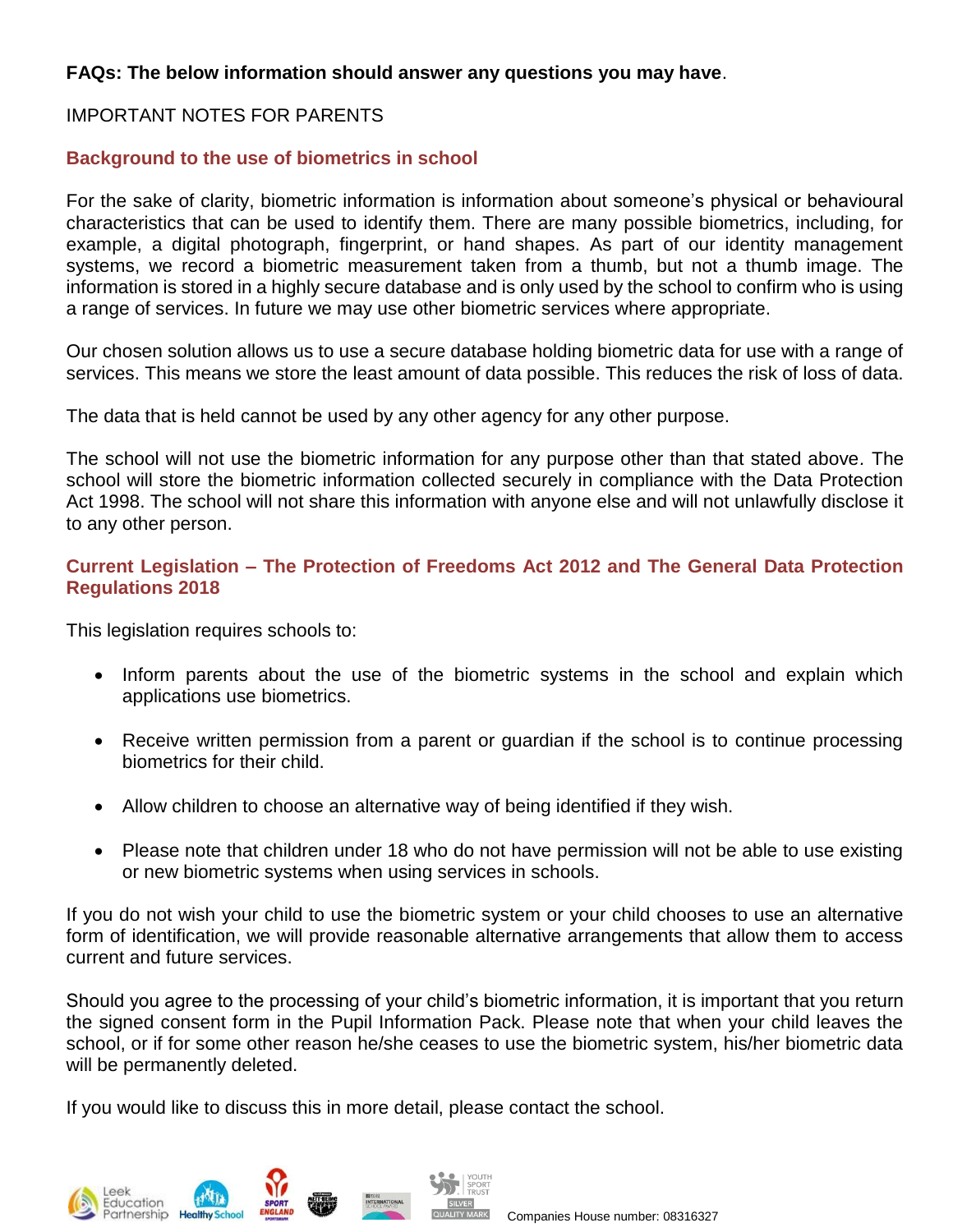**FAQs: The below information should answer any questions you may have**.

IMPORTANT NOTES FOR PARENTS

## Background to the use of biometrics in school

For the sake of clarity, biometric information is information about someone's physical or behavioural characteristics that can be used to identify them. There are many possible biometrics, including, for example, a digital photograph, fingerprint, or hand shapes. As part of our identity management systems, we record a biometric measurement taken from a thumb, but not a thumb image. The information is stored in a highly secure database and is only used by the school to confirm who is using a range of services. In future we may use other biometric services where appropriate.

Our chosen solution allows us to use a secure database holding biometric data for use with a range of services. This means we store the least amount of data possible. This reduces the risk of loss of data.

The data that is held cannot be used by any other agency for any other purpose.

The school will not use the biometric information for any purpose other than that stated above. The school will store the biometric information collected securely in compliance with the Data Protection Act 1998. The school will not share this information with anyone else and will not unlawfully disclose it to any other person.

## Current Legislation – The Protection of Freedoms Act 2012 and The General Data Protection Regulations 2018

This legislation requires schools to:

- Inform parents about the use of the biometric systems in the school and explain which applications use biometrics.
- Receive written permission from a parent or guardian if the school is to continue processing biometrics for their child.
- Allow children to choose an alternative way of being identified if they wish.
- Please note that children under 18 who do not have permission will not be able to use existing or new biometric systems when using services in schools.

If you do not wish your child to use the biometric system or your child chooses to use an alternative form of identification, we will provide reasonable alternative arrangements that allow them to access current and future services.

Should you agree to the processing of your child's biometric information, it is important that you return the signed consent form in the Pupil Information Pack. Please note that when your child leaves the school, or if for some other reason he/she ceases to use the biometric system, his/her biometric data will be permanently deleted.

If you would like to discuss this in more detail, please contact the school.

Companies House number: 08316327